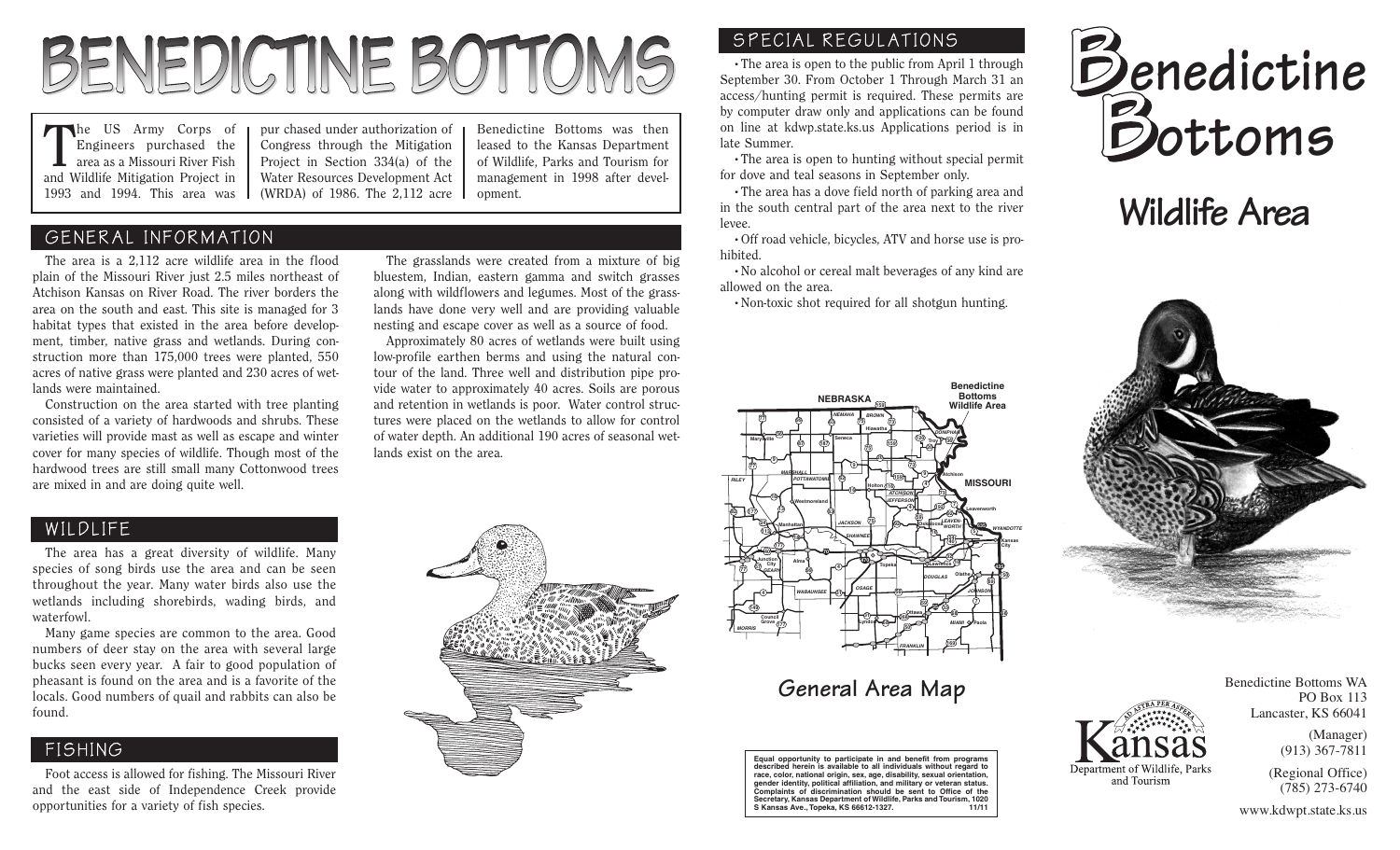# BENEDICTINE BOTTOMS

The US Army Corps of Engineers purchased the area as a Missouri River Fish and Wildlife Mitigation Project in 1993 and 1994. This area was pur chased under authorization of Congress through the Mitigation Project in Section 334(a) of the Water Resources Development Act (WRDA) of 1986. The 2,112 acre Benedictine Bottoms was then leased to the Kansas Department of Wildlife, Parks and Tourism for management in 1998 after development.

## GENERAL INFORMATION

The area is a 2,112 acre wildlife area in the flood plain of the Missouri River just 2.5 miles northeast of Atchison Kansas on River Road. The river borders the area on the south and east. This site is managed for 3 habitat types that existed in the area before development, timber, native grass and wetlands. During construction more than 175,000 trees were planted, 550 acres of native grass were planted and 230 acres of wetlands were maintained.

Construction on the area started with tree planting consisted of a variety of hardwoods and shrubs. These varieties will provide mast as well as escape and winter cover for many species of wildlife. Though most of the hardwood trees are still small many Cottonwood trees are mixed in and are doing quite well.

The grasslands were created from a mixture of big bluestem, Indian, eastern gamma and switch grasses along with wildflowers and legumes. Most of the grasslands have done very well and are providing valuable nesting and escape cover as well as a source of food.

Approximately 80 acres of wetlands were built using low-profile earthen berms and using the natural contour of the land. Three well and distribution pipe provide water to approximately 40 acres. Soils are porous and retention in wetlands is poor. Water control structures were placed on the wetlands to allow for control of water depth. An additional 190 acres of seasonal wetlands exist on the area.

## WILDLIFE

The area has a great diversity of wildlife. Many species of song birds use the area and can be seen throughout the year. Many water birds also use the wetlands including shorebirds, wading birds, and waterfowl.

Many game species are common to the area. Good numbers of deer stay on the area with several large bucks seen every year. A fair to good population of pheasant is found on the area and is a favorite of the locals. Good numbers of quail and rabbits can also be found.

## FISHING

Foot access is allowed for fishing. The Missouri River and the east side of Independence Creek provide opportunities for a variety of fish species.

## SPECIAL REGULATIONS

- The area is open to the public from April 1 through September 30. From October 1 Through March 31 an access/hunting permit is required. These permits are by computer draw only and applications can be found on line at kdwp.state.ks.us Applications period is in late Summer.
- The area is open to hunting without special permit for dove and teal seasons in September only.
- The area has a dove field north of parking area and in the south central part of the area next to the river levee.
- Off road vehicle, bicycles, ATV and horse use is prohibited.
- No alcohol or cereal malt beverages of any kind are allowed on the area.
- Non-toxic shot required for all shotgun hunting.

## General Area Map

**Equal opportunity to participate in and benefit from programs described herein is available to all individuals without regard to race, color, national origin, sex, age, disability, sexual orientation, gender identity, political affiliation, and military or veteran status. Complaints of discrimination should be sent to Office of the Secretary, Kansas Department of Wildlife, Parks and Tourism, 1020 S Kansas Ave., Topeka, KS 66612-1327. 11/11**

# Benedictine Bottoms

## Wildlife Area

Kansas Department of Wildlife, Parks and Tourism

Benedictine Bottoms WA
PO Box 113
Lancaster, KS 66041

(Manager)
(913) 367-7811

(Regional Office)
(785) 273-6740

www.kdwpt.state.ks.us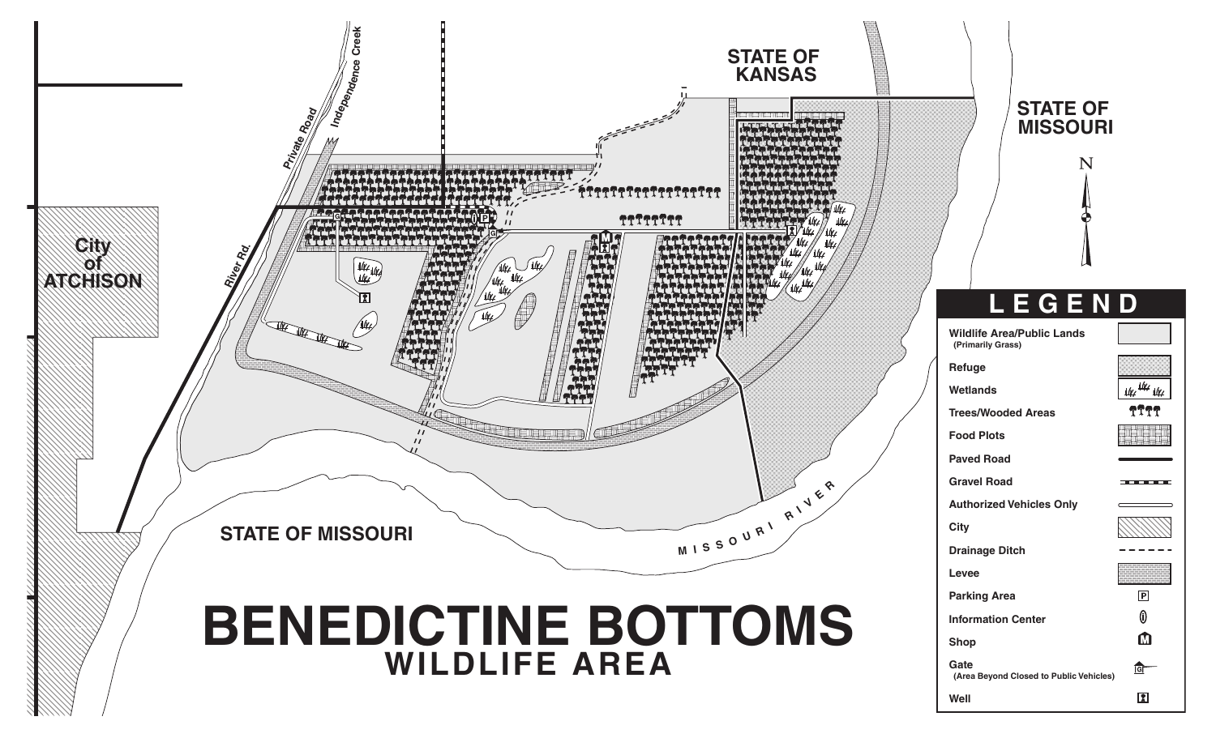# BENEDICTINE BOTTOMS

## WILDLIFE AREA

STATE OF KANSAS

STATE OF MISSOURI

N

City of ATCHISON

Private Road

Independence Creek

River Rd.

STATE OF MISSOURI

MISSOURI RIVER

## LEGEND

| | |
|---|---|
| Wildlife Area/Public Lands (Primarily Grass) | |
| Refuge | |
| Wetlands | |
| Trees/Wooded Areas | |
| Food Plots | |
| Paved Road | |
| Gravel Road | |
| Authorized Vehicles Only | |
| City | |
| Drainage Ditch | |
| Levee | |
| Parking Area | P |
| Information Center | i |
| Shop | M |
| Gate (Area Beyond Closed to Public Vehicles) | G |
| Well | |